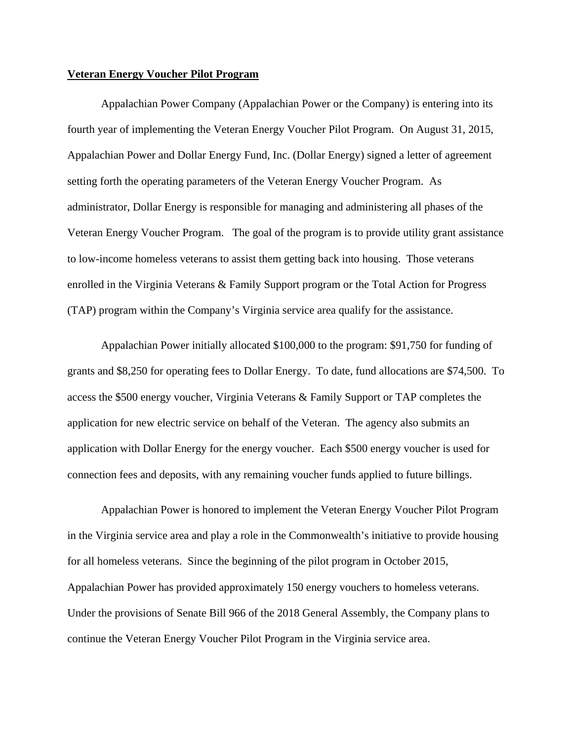**Veteran Energy Voucher Pilot Program**

Appalachian Power Company (Appalachian Power or the Company) is entering into its fourth year of implementing the Veteran Energy Voucher Pilot Program. On August 31, 2015, Appalachian Power and Dollar Energy Fund, Inc. (Dollar Energy) signed a letter of agreement setting forth the operating parameters of the Veteran Energy Voucher Program. As administrator, Dollar Energy is responsible for managing and administering all phases of the Veteran Energy Voucher Program. The goal of the program is to provide utility grant assistance to low-income homeless veterans to assist them getting back into housing. Those veterans enrolled in the Virginia Veterans & Family Support program or the Total Action for Progress (TAP) program within the Company's Virginia service area qualify for the assistance.

Appalachian Power initially allocated $100,000 to the program: $91,750 for funding of grants and $8,250 for operating fees to Dollar Energy. To date, fund allocations are $74,500. To access the $500 energy voucher, Virginia Veterans & Family Support or TAP completes the application for new electric service on behalf of the Veteran. The agency also submits an application with Dollar Energy for the energy voucher. Each $500 energy voucher is used for connection fees and deposits, with any remaining voucher funds applied to future billings.

Appalachian Power is honored to implement the Veteran Energy Voucher Pilot Program in the Virginia service area and play a role in the Commonwealth's initiative to provide housing for all homeless veterans. Since the beginning of the pilot program in October 2015, Appalachian Power has provided approximately 150 energy vouchers to homeless veterans. Under the provisions of Senate Bill 966 of the 2018 General Assembly, the Company plans to continue the Veteran Energy Voucher Pilot Program in the Virginia service area.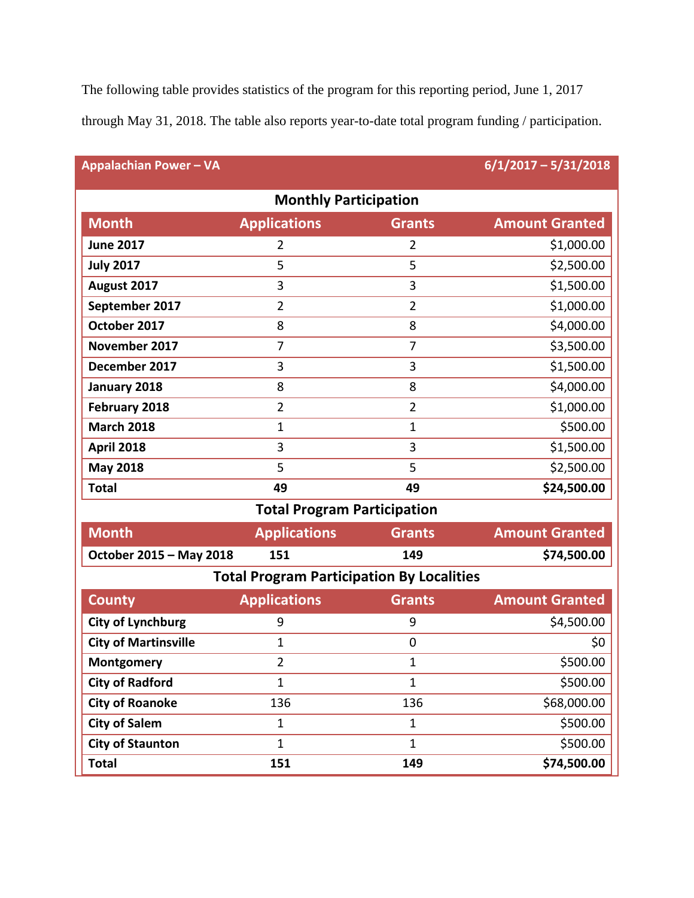The following table provides statistics of the program for this reporting period, June 1, 2017 through May 31, 2018. The table also reports year-to-date total program funding / participation.

**Appalachian Power – VA** **6/1/2017 – 5/31/2018**

### Monthly Participation

| Month | Applications | Grants | Amount Granted |
|---|---|---|---|
| **June 2017** | 2 | 2 | $1,000.00 |
| **July 2017** | 5 | 5 | $2,500.00 |
| **August 2017** | 3 | 3 | $1,500.00 |
| **September 2017** | 2 | 2 | $1,000.00 |
| **October 2017** | 8 | 8 | $4,000.00 |
| **November 2017** | 7 | 7 | $3,500.00 |
| **December 2017** | 3 | 3 | $1,500.00 |
| **January 2018** | 8 | 8 | $4,000.00 |
| **February 2018** | 2 | 2 | $1,000.00 |
| **March 2018** | 1 | 1 | $500.00 |
| **April 2018** | 3 | 3 | $1,500.00 |
| **May 2018** | 5 | 5 | $2,500.00 |
| **Total** | **49** | **49** | **$24,500.00** |

### Total Program Participation

| Month | Applications | Grants | Amount Granted |
|---|---|---|---|
| **October 2015 – May 2018** | **151** | **149** | **$74,500.00** |

### Total Program Participation By Localities

| County | Applications | Grants | Amount Granted |
|---|---|---|---|
| **City of Lynchburg** | 9 | 9 | $4,500.00 |
| **City of Martinsville** | 1 | 0 | $0 |
| **Montgomery** | 2 | 1 | $500.00 |
| **City of Radford** | 1 | 1 | $500.00 |
| **City of Roanoke** | 136 | 136 | $68,000.00 |
| **City of Salem** | 1 | 1 | $500.00 |
| **City of Staunton** | 1 | 1 | $500.00 |
| **Total** | **151** | **149** | **$74,500.00** |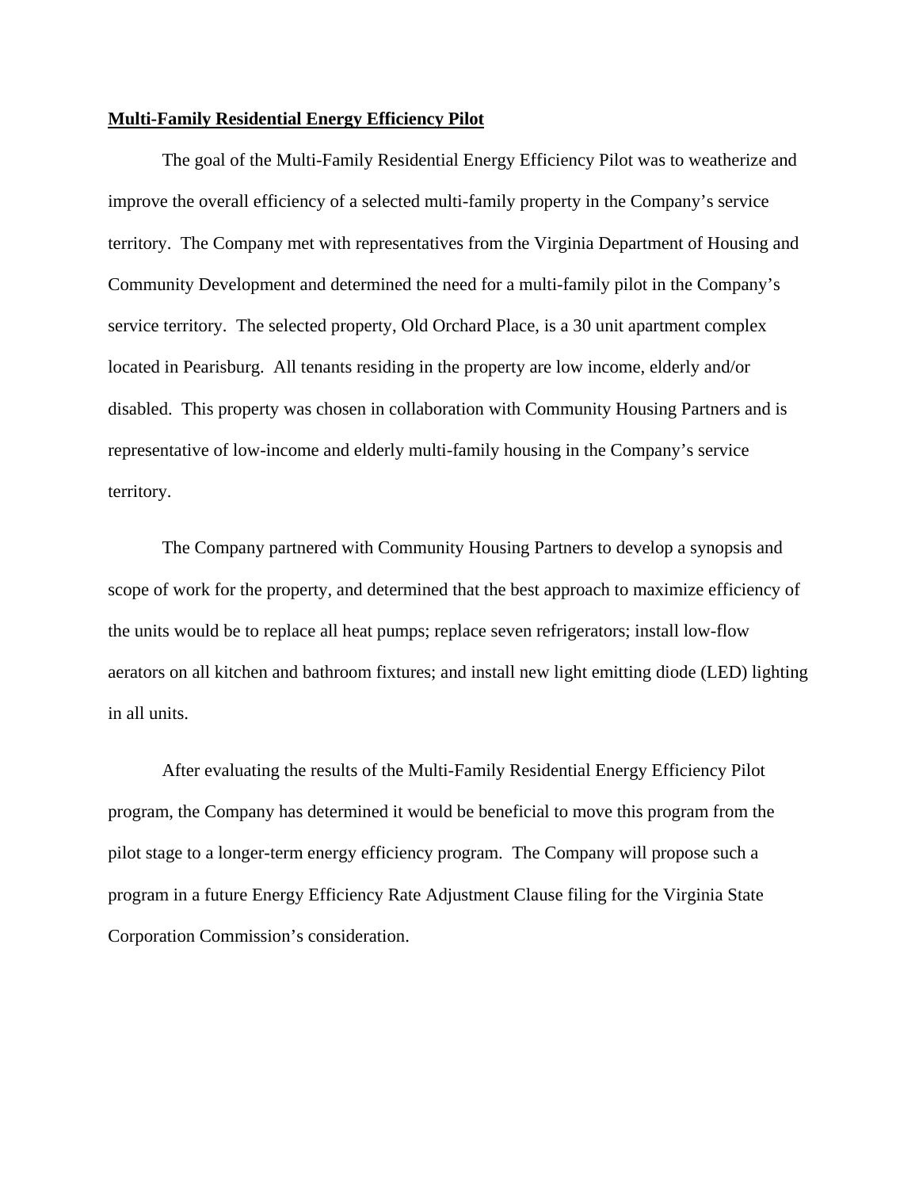**<u>Multi-Family Residential Energy Efficiency Pilot</u>**

The goal of the Multi-Family Residential Energy Efficiency Pilot was to weatherize and improve the overall efficiency of a selected multi-family property in the Company's service territory. The Company met with representatives from the Virginia Department of Housing and Community Development and determined the need for a multi-family pilot in the Company's service territory. The selected property, Old Orchard Place, is a 30 unit apartment complex located in Pearisburg. All tenants residing in the property are low income, elderly and/or disabled. This property was chosen in collaboration with Community Housing Partners and is representative of low-income and elderly multi-family housing in the Company's service territory.

The Company partnered with Community Housing Partners to develop a synopsis and scope of work for the property, and determined that the best approach to maximize efficiency of the units would be to replace all heat pumps; replace seven refrigerators; install low-flow aerators on all kitchen and bathroom fixtures; and install new light emitting diode (LED) lighting in all units.

After evaluating the results of the Multi-Family Residential Energy Efficiency Pilot program, the Company has determined it would be beneficial to move this program from the pilot stage to a longer-term energy efficiency program. The Company will propose such a program in a future Energy Efficiency Rate Adjustment Clause filing for the Virginia State Corporation Commission's consideration.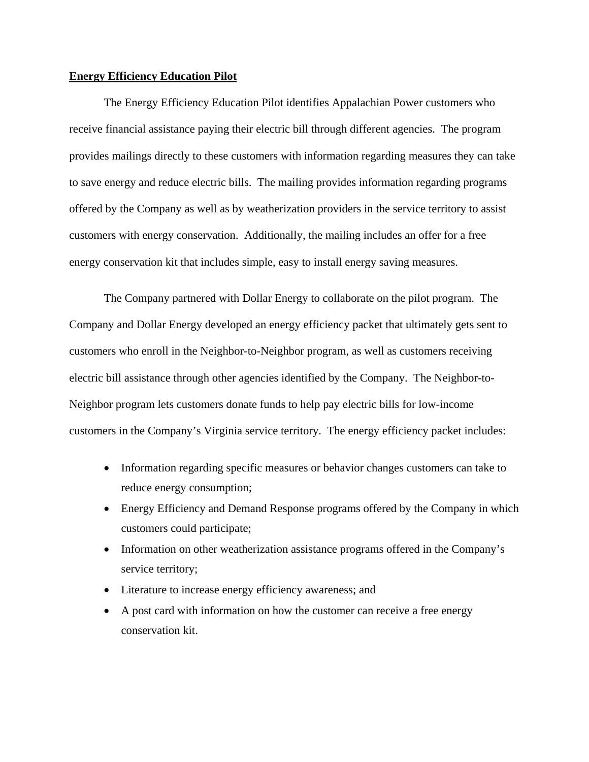## Energy Efficiency Education Pilot

The Energy Efficiency Education Pilot identifies Appalachian Power customers who receive financial assistance paying their electric bill through different agencies. The program provides mailings directly to these customers with information regarding measures they can take to save energy and reduce electric bills. The mailing provides information regarding programs offered by the Company as well as by weatherization providers in the service territory to assist customers with energy conservation. Additionally, the mailing includes an offer for a free energy conservation kit that includes simple, easy to install energy saving measures.

The Company partnered with Dollar Energy to collaborate on the pilot program. The Company and Dollar Energy developed an energy efficiency packet that ultimately gets sent to customers who enroll in the Neighbor-to-Neighbor program, as well as customers receiving electric bill assistance through other agencies identified by the Company. The Neighbor-to-Neighbor program lets customers donate funds to help pay electric bills for low-income customers in the Company's Virginia service territory. The energy efficiency packet includes:

- Information regarding specific measures or behavior changes customers can take to reduce energy consumption;
- Energy Efficiency and Demand Response programs offered by the Company in which customers could participate;
- Information on other weatherization assistance programs offered in the Company's service territory;
- Literature to increase energy efficiency awareness; and
- A post card with information on how the customer can receive a free energy conservation kit.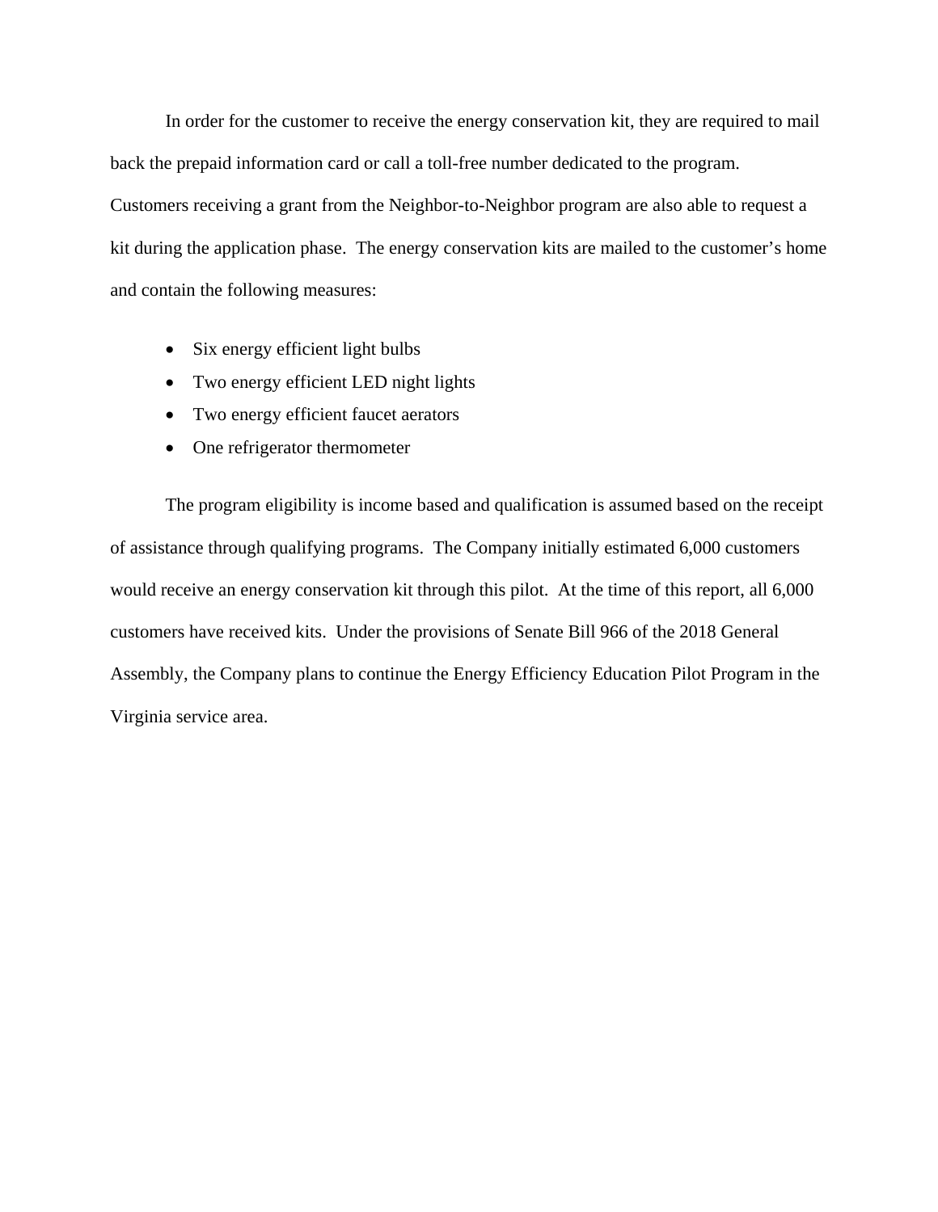In order for the customer to receive the energy conservation kit, they are required to mail back the prepaid information card or call a toll-free number dedicated to the program. Customers receiving a grant from the Neighbor-to-Neighbor program are also able to request a kit during the application phase. The energy conservation kits are mailed to the customer's home and contain the following measures:

- Six energy efficient light bulbs
- Two energy efficient LED night lights
- Two energy efficient faucet aerators
- One refrigerator thermometer

The program eligibility is income based and qualification is assumed based on the receipt of assistance through qualifying programs. The Company initially estimated 6,000 customers would receive an energy conservation kit through this pilot. At the time of this report, all 6,000 customers have received kits. Under the provisions of Senate Bill 966 of the 2018 General Assembly, the Company plans to continue the Energy Efficiency Education Pilot Program in the Virginia service area.